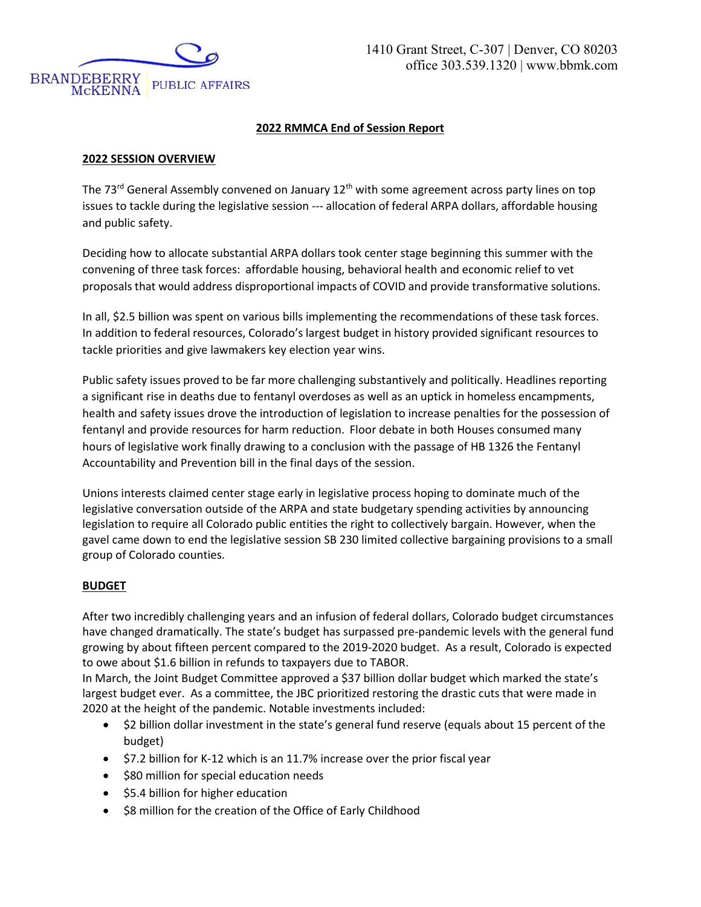BRANDEBERRY McKENNA | PUBLIC AFFAIRS

1410 Grant Street, C-307 | Denver, CO 80203
office 303.539.1320 | www.bbmk.com

# 2022 RMMCA End of Session Report

## 2022 SESSION OVERVIEW

The 73rd General Assembly convened on January 12th with some agreement across party lines on top issues to tackle during the legislative session --- allocation of federal ARPA dollars, affordable housing and public safety.

Deciding how to allocate substantial ARPA dollars took center stage beginning this summer with the convening of three task forces: affordable housing, behavioral health and economic relief to vet proposals that would address disproportional impacts of COVID and provide transformative solutions.

In all, $2.5 billion was spent on various bills implementing the recommendations of these task forces. In addition to federal resources, Colorado's largest budget in history provided significant resources to tackle priorities and give lawmakers key election year wins.

Public safety issues proved to be far more challenging substantively and politically. Headlines reporting a significant rise in deaths due to fentanyl overdoses as well as an uptick in homeless encampments, health and safety issues drove the introduction of legislation to increase penalties for the possession of fentanyl and provide resources for harm reduction. Floor debate in both Houses consumed many hours of legislative work finally drawing to a conclusion with the passage of HB 1326 the Fentanyl Accountability and Prevention bill in the final days of the session.

Unions interests claimed center stage early in legislative process hoping to dominate much of the legislative conversation outside of the ARPA and state budgetary spending activities by announcing legislation to require all Colorado public entities the right to collectively bargain. However, when the gavel came down to end the legislative session SB 230 limited collective bargaining provisions to a small group of Colorado counties.

## BUDGET

After two incredibly challenging years and an infusion of federal dollars, Colorado budget circumstances have changed dramatically. The state's budget has surpassed pre-pandemic levels with the general fund growing by about fifteen percent compared to the 2019-2020 budget. As a result, Colorado is expected to owe about $1.6 billion in refunds to taxpayers due to TABOR.
In March, the Joint Budget Committee approved a $37 billion dollar budget which marked the state's largest budget ever. As a committee, the JBC prioritized restoring the drastic cuts that were made in 2020 at the height of the pandemic. Notable investments included:

- $2 billion dollar investment in the state's general fund reserve (equals about 15 percent of the budget)
- $7.2 billion for K-12 which is an 11.7% increase over the prior fiscal year
- $80 million for special education needs
- $5.4 billion for higher education
- $8 million for the creation of the Office of Early Childhood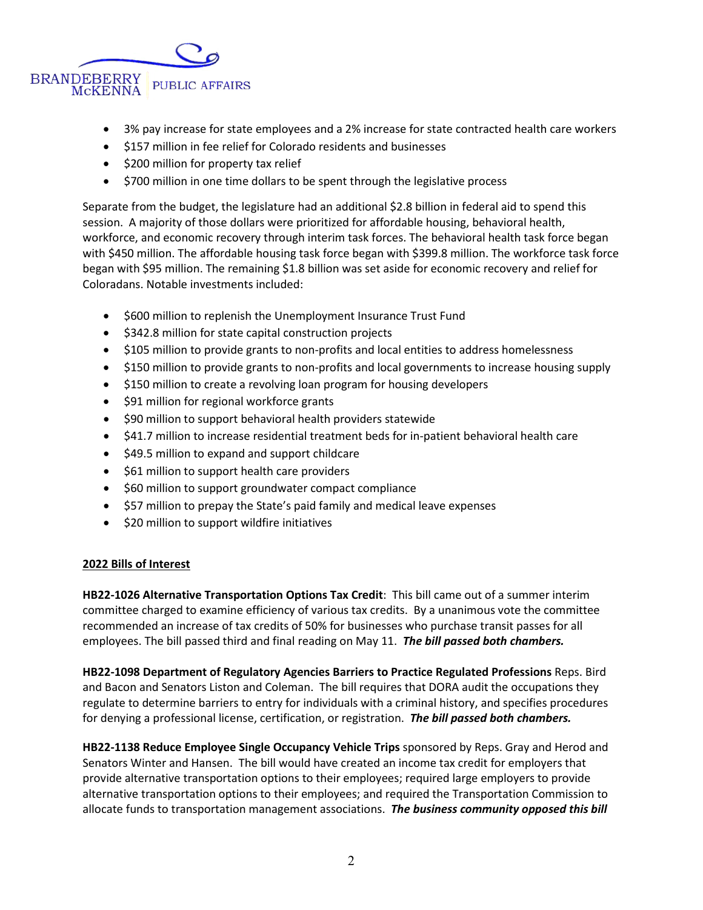- 3% pay increase for state employees and a 2% increase for state contracted health care workers
- $157 million in fee relief for Colorado residents and businesses
- $200 million for property tax relief
- $700 million in one time dollars to be spent through the legislative process

Separate from the budget, the legislature had an additional $2.8 billion in federal aid to spend this session. A majority of those dollars were prioritized for affordable housing, behavioral health, workforce, and economic recovery through interim task forces. The behavioral health task force began with $450 million. The affordable housing task force began with $399.8 million. The workforce task force began with $95 million. The remaining $1.8 billion was set aside for economic recovery and relief for Coloradans. Notable investments included:

- $600 million to replenish the Unemployment Insurance Trust Fund
- $342.8 million for state capital construction projects
- $105 million to provide grants to non-profits and local entities to address homelessness
- $150 million to provide grants to non-profits and local governments to increase housing supply
- $150 million to create a revolving loan program for housing developers
- $91 million for regional workforce grants
- $90 million to support behavioral health providers statewide
- $41.7 million to increase residential treatment beds for in-patient behavioral health care
- $49.5 million to expand and support childcare
- $61 million to support health care providers
- $60 million to support groundwater compact compliance
- $57 million to prepay the State's paid family and medical leave expenses
- $20 million to support wildfire initiatives

**2022 Bills of Interest**

**HB22-1026 Alternative Transportation Options Tax Credit**: This bill came out of a summer interim committee charged to examine efficiency of various tax credits. By a unanimous vote the committee recommended an increase of tax credits of 50% for businesses who purchase transit passes for all employees. The bill passed third and final reading on May 11. ***The bill passed both chambers.***

**HB22-1098 Department of Regulatory Agencies Barriers to Practice Regulated Professions** Reps. Bird and Bacon and Senators Liston and Coleman. The bill requires that DORA audit the occupations they regulate to determine barriers to entry for individuals with a criminal history, and specifies procedures for denying a professional license, certification, or registration. ***The bill passed both chambers.***

**HB22-1138 Reduce Employee Single Occupancy Vehicle Trips** sponsored by Reps. Gray and Herod and Senators Winter and Hansen. The bill would have created an income tax credit for employers that provide alternative transportation options to their employees; required large employers to provide alternative transportation options to their employees; and required the Transportation Commission to allocate funds to transportation management associations. ***The business community opposed this bill***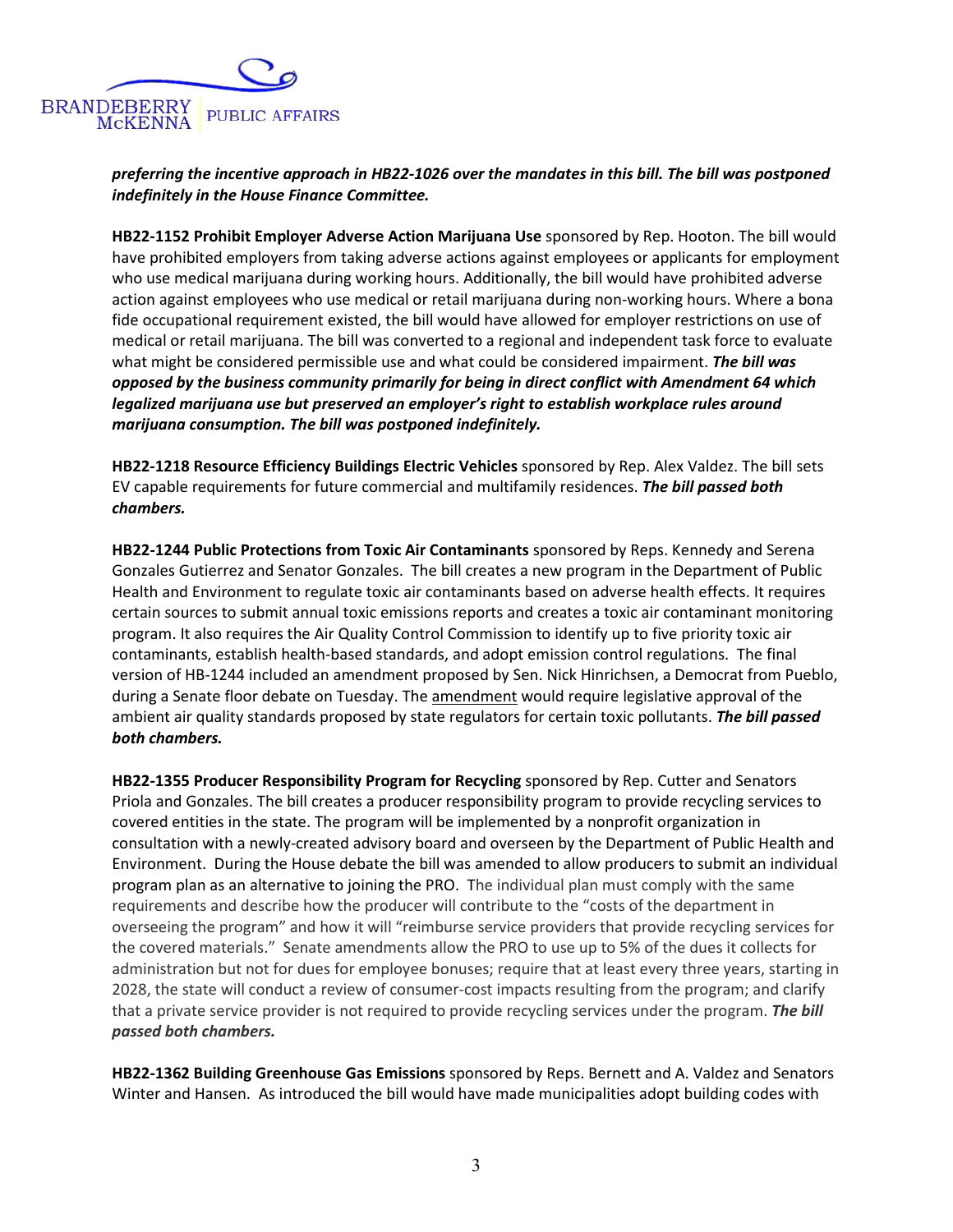***preferring the incentive approach in HB22-1026 over the mandates in this bill. The bill was postponed indefinitely in the House Finance Committee.***

**HB22-1152 Prohibit Employer Adverse Action Marijuana Use** sponsored by Rep. Hooton. The bill would have prohibited employers from taking adverse actions against employees or applicants for employment who use medical marijuana during working hours. Additionally, the bill would have prohibited adverse action against employees who use medical or retail marijuana during non-working hours. Where a bona fide occupational requirement existed, the bill would have allowed for employer restrictions on use of medical or retail marijuana. The bill was converted to a regional and independent task force to evaluate what might be considered permissible use and what could be considered impairment. ***The bill was opposed by the business community primarily for being in direct conflict with Amendment 64 which legalized marijuana use but preserved an employer's right to establish workplace rules around marijuana consumption. The bill was postponed indefinitely.***

**HB22-1218 Resource Efficiency Buildings Electric Vehicles** sponsored by Rep. Alex Valdez. The bill sets EV capable requirements for future commercial and multifamily residences. ***The bill passed both chambers.***

**HB22-1244 Public Protections from Toxic Air Contaminants** sponsored by Reps. Kennedy and Serena Gonzales Gutierrez and Senator Gonzales. The bill creates a new program in the Department of Public Health and Environment to regulate toxic air contaminants based on adverse health effects. It requires certain sources to submit annual toxic emissions reports and creates a toxic air contaminant monitoring program. It also requires the Air Quality Control Commission to identify up to five priority toxic air contaminants, establish health-based standards, and adopt emission control regulations. The final version of HB-1244 included an amendment proposed by Sen. Nick Hinrichsen, a Democrat from Pueblo, during a Senate floor debate on Tuesday. The amendment would require legislative approval of the ambient air quality standards proposed by state regulators for certain toxic pollutants. ***The bill passed both chambers.***

**HB22-1355 Producer Responsibility Program for Recycling** sponsored by Rep. Cutter and Senators Priola and Gonzales. The bill creates a producer responsibility program to provide recycling services to covered entities in the state. The program will be implemented by a nonprofit organization in consultation with a newly-created advisory board and overseen by the Department of Public Health and Environment. During the House debate the bill was amended to allow producers to submit an individual program plan as an alternative to joining the PRO. The individual plan must comply with the same requirements and describe how the producer will contribute to the "costs of the department in overseeing the program" and how it will "reimburse service providers that provide recycling services for the covered materials." Senate amendments allow the PRO to use up to 5% of the dues it collects for administration but not for dues for employee bonuses; require that at least every three years, starting in 2028, the state will conduct a review of consumer-cost impacts resulting from the program; and clarify that a private service provider is not required to provide recycling services under the program. ***The bill passed both chambers.***

**HB22-1362 Building Greenhouse Gas Emissions** sponsored by Reps. Bernett and A. Valdez and Senators Winter and Hansen. As introduced the bill would have made municipalities adopt building codes with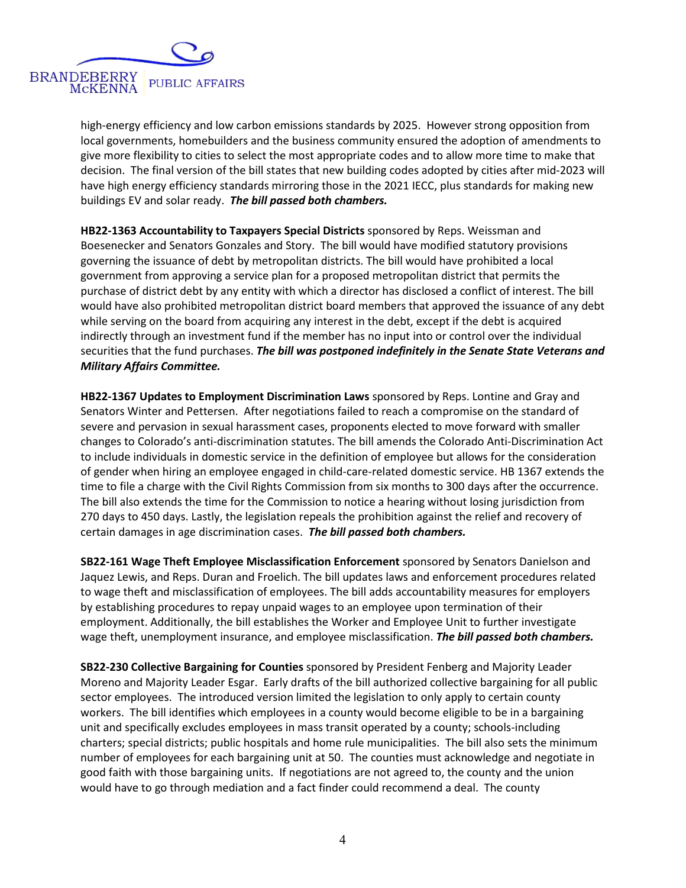high-energy efficiency and low carbon emissions standards by 2025. However strong opposition from local governments, homebuilders and the business community ensured the adoption of amendments to give more flexibility to cities to select the most appropriate codes and to allow more time to make that decision. The final version of the bill states that new building codes adopted by cities after mid-2023 will have high energy efficiency standards mirroring those in the 2021 IECC, plus standards for making new buildings EV and solar ready. ***The bill passed both chambers.***

**HB22-1363 Accountability to Taxpayers Special Districts** sponsored by Reps. Weissman and Boesenecker and Senators Gonzales and Story. The bill would have modified statutory provisions governing the issuance of debt by metropolitan districts. The bill would have prohibited a local government from approving a service plan for a proposed metropolitan district that permits the purchase of district debt by any entity with which a director has disclosed a conflict of interest. The bill would have also prohibited metropolitan district board members that approved the issuance of any debt while serving on the board from acquiring any interest in the debt, except if the debt is acquired indirectly through an investment fund if the member has no input into or control over the individual securities that the fund purchases. ***The bill was postponed indefinitely in the Senate State Veterans and Military Affairs Committee.***

**HB22-1367 Updates to Employment Discrimination Laws** sponsored by Reps. Lontine and Gray and Senators Winter and Pettersen. After negotiations failed to reach a compromise on the standard of severe and pervasion in sexual harassment cases, proponents elected to move forward with smaller changes to Colorado's anti-discrimination statutes. The bill amends the Colorado Anti-Discrimination Act to include individuals in domestic service in the definition of employee but allows for the consideration of gender when hiring an employee engaged in child-care-related domestic service. HB 1367 extends the time to file a charge with the Civil Rights Commission from six months to 300 days after the occurrence. The bill also extends the time for the Commission to notice a hearing without losing jurisdiction from 270 days to 450 days. Lastly, the legislation repeals the prohibition against the relief and recovery of certain damages in age discrimination cases. ***The bill passed both chambers.***

**SB22-161 Wage Theft Employee Misclassification Enforcement** sponsored by Senators Danielson and Jaquez Lewis, and Reps. Duran and Froelich. The bill updates laws and enforcement procedures related to wage theft and misclassification of employees. The bill adds accountability measures for employers by establishing procedures to repay unpaid wages to an employee upon termination of their employment. Additionally, the bill establishes the Worker and Employee Unit to further investigate wage theft, unemployment insurance, and employee misclassification. ***The bill passed both chambers.***

**SB22-230 Collective Bargaining for Counties** sponsored by President Fenberg and Majority Leader Moreno and Majority Leader Esgar. Early drafts of the bill authorized collective bargaining for all public sector employees. The introduced version limited the legislation to only apply to certain county workers. The bill identifies which employees in a county would become eligible to be in a bargaining unit and specifically excludes employees in mass transit operated by a county; schools-including charters; special districts; public hospitals and home rule municipalities. The bill also sets the minimum number of employees for each bargaining unit at 50. The counties must acknowledge and negotiate in good faith with those bargaining units. If negotiations are not agreed to, the county and the union would have to go through mediation and a fact finder could recommend a deal. The county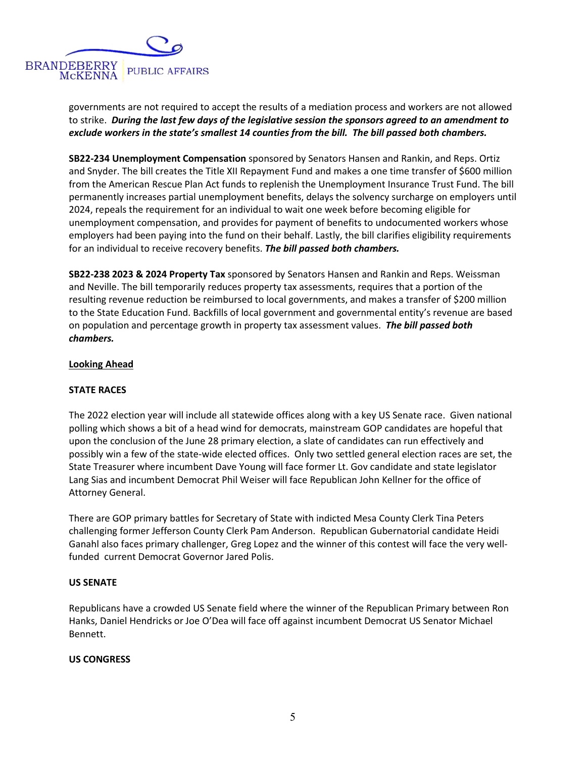governments are not required to accept the results of a mediation process and workers are not allowed to strike. ***During the last few days of the legislative session the sponsors agreed to an amendment to exclude workers in the state's smallest 14 counties from the bill. The bill passed both chambers.***

**SB22-234 Unemployment Compensation** sponsored by Senators Hansen and Rankin, and Reps. Ortiz and Snyder. The bill creates the Title XII Repayment Fund and makes a one time transfer of $600 million from the American Rescue Plan Act funds to replenish the Unemployment Insurance Trust Fund. The bill permanently increases partial unemployment benefits, delays the solvency surcharge on employers until 2024, repeals the requirement for an individual to wait one week before becoming eligible for unemployment compensation, and provides for payment of benefits to undocumented workers whose employers had been paying into the fund on their behalf. Lastly, the bill clarifies eligibility requirements for an individual to receive recovery benefits. ***The bill passed both chambers.***

**SB22-238 2023 & 2024 Property Tax** sponsored by Senators Hansen and Rankin and Reps. Weissman and Neville. The bill temporarily reduces property tax assessments, requires that a portion of the resulting revenue reduction be reimbursed to local governments, and makes a transfer of $200 million to the State Education Fund. Backfills of local government and governmental entity's revenue are based on population and percentage growth in property tax assessment values. ***The bill passed both chambers.***

## <u>Looking Ahead</u>

### STATE RACES

The 2022 election year will include all statewide offices along with a key US Senate race. Given national polling which shows a bit of a head wind for democrats, mainstream GOP candidates are hopeful that upon the conclusion of the June 28 primary election, a slate of candidates can run effectively and possibly win a few of the state-wide elected offices. Only two settled general election races are set, the State Treasurer where incumbent Dave Young will face former Lt. Gov candidate and state legislator Lang Sias and incumbent Democrat Phil Weiser will face Republican John Kellner for the office of Attorney General.

There are GOP primary battles for Secretary of State with indicted Mesa County Clerk Tina Peters challenging former Jefferson County Clerk Pam Anderson. Republican Gubernatorial candidate Heidi Ganahl also faces primary challenger, Greg Lopez and the winner of this contest will face the very well-funded current Democrat Governor Jared Polis.

### US SENATE

Republicans have a crowded US Senate field where the winner of the Republican Primary between Ron Hanks, Daniel Hendricks or Joe O'Dea will face off against incumbent Democrat US Senator Michael Bennett.

### US CONGRESS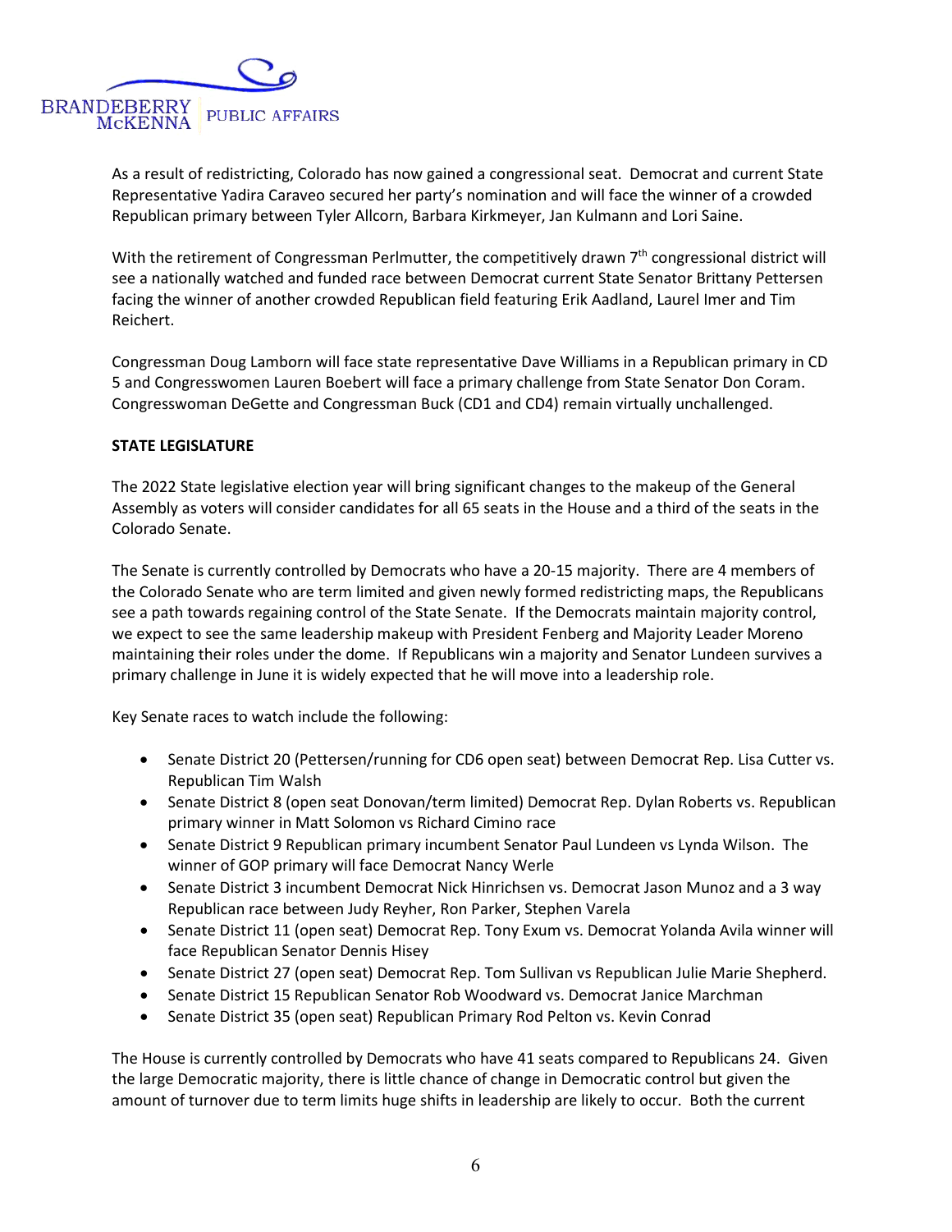As a result of redistricting, Colorado has now gained a congressional seat. Democrat and current State Representative Yadira Caraveo secured her party's nomination and will face the winner of a crowded Republican primary between Tyler Allcorn, Barbara Kirkmeyer, Jan Kulmann and Lori Saine.

With the retirement of Congressman Perlmutter, the competitively drawn 7th congressional district will see a nationally watched and funded race between Democrat current State Senator Brittany Pettersen facing the winner of another crowded Republican field featuring Erik Aadland, Laurel Imer and Tim Reichert.

Congressman Doug Lamborn will face state representative Dave Williams in a Republican primary in CD 5 and Congresswomen Lauren Boebert will face a primary challenge from State Senator Don Coram. Congresswoman DeGette and Congressman Buck (CD1 and CD4) remain virtually unchallenged.

**STATE LEGISLATURE**

The 2022 State legislative election year will bring significant changes to the makeup of the General Assembly as voters will consider candidates for all 65 seats in the House and a third of the seats in the Colorado Senate.

The Senate is currently controlled by Democrats who have a 20-15 majority. There are 4 members of the Colorado Senate who are term limited and given newly formed redistricting maps, the Republicans see a path towards regaining control of the State Senate. If the Democrats maintain majority control, we expect to see the same leadership makeup with President Fenberg and Majority Leader Moreno maintaining their roles under the dome. If Republicans win a majority and Senator Lundeen survives a primary challenge in June it is widely expected that he will move into a leadership role.

Key Senate races to watch include the following:

- Senate District 20 (Pettersen/running for CD6 open seat) between Democrat Rep. Lisa Cutter vs. Republican Tim Walsh
- Senate District 8 (open seat Donovan/term limited) Democrat Rep. Dylan Roberts vs. Republican primary winner in Matt Solomon vs Richard Cimino race
- Senate District 9 Republican primary incumbent Senator Paul Lundeen vs Lynda Wilson. The winner of GOP primary will face Democrat Nancy Werle
- Senate District 3 incumbent Democrat Nick Hinrichsen vs. Democrat Jason Munoz and a 3 way Republican race between Judy Reyher, Ron Parker, Stephen Varela
- Senate District 11 (open seat) Democrat Rep. Tony Exum vs. Democrat Yolanda Avila winner will face Republican Senator Dennis Hisey
- Senate District 27 (open seat) Democrat Rep. Tom Sullivan vs Republican Julie Marie Shepherd.
- Senate District 15 Republican Senator Rob Woodward vs. Democrat Janice Marchman
- Senate District 35 (open seat) Republican Primary Rod Pelton vs. Kevin Conrad

The House is currently controlled by Democrats who have 41 seats compared to Republicans 24. Given the large Democratic majority, there is little chance of change in Democratic control but given the amount of turnover due to term limits huge shifts in leadership are likely to occur. Both the current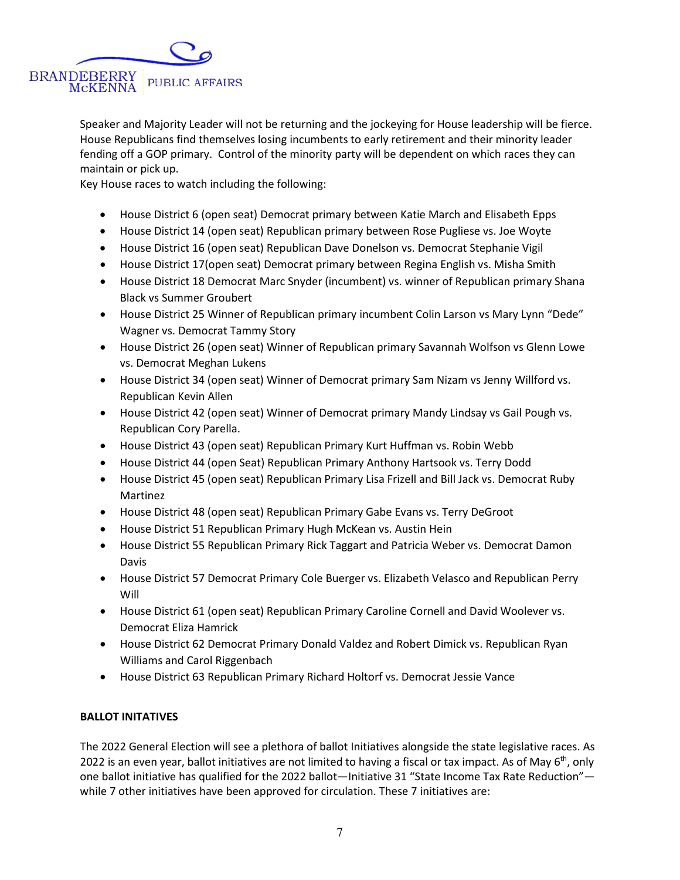Speaker and Majority Leader will not be returning and the jockeying for House leadership will be fierce. House Republicans find themselves losing incumbents to early retirement and their minority leader fending off a GOP primary. Control of the minority party will be dependent on which races they can maintain or pick up.

Key House races to watch including the following:

- House District 6 (open seat) Democrat primary between Katie March and Elisabeth Epps
- House District 14 (open seat) Republican primary between Rose Pugliese vs. Joe Woyte
- House District 16 (open seat) Republican Dave Donelson vs. Democrat Stephanie Vigil
- House District 17(open seat) Democrat primary between Regina English vs. Misha Smith
- House District 18 Democrat Marc Snyder (incumbent) vs. winner of Republican primary Shana Black vs Summer Groubert
- House District 25 Winner of Republican primary incumbent Colin Larson vs Mary Lynn "Dede" Wagner vs. Democrat Tammy Story
- House District 26 (open seat) Winner of Republican primary Savannah Wolfson vs Glenn Lowe vs. Democrat Meghan Lukens
- House District 34 (open seat) Winner of Democrat primary Sam Nizam vs Jenny Willford vs. Republican Kevin Allen
- House District 42 (open seat) Winner of Democrat primary Mandy Lindsay vs Gail Pough vs. Republican Cory Parella.
- House District 43 (open seat) Republican Primary Kurt Huffman vs. Robin Webb
- House District 44 (open Seat) Republican Primary Anthony Hartsook vs. Terry Dodd
- House District 45 (open seat) Republican Primary Lisa Frizell and Bill Jack vs. Democrat Ruby Martinez
- House District 48 (open seat) Republican Primary Gabe Evans vs. Terry DeGroot
- House District 51 Republican Primary Hugh McKean vs. Austin Hein
- House District 55 Republican Primary Rick Taggart and Patricia Weber vs. Democrat Damon Davis
- House District 57 Democrat Primary Cole Buerger vs. Elizabeth Velasco and Republican Perry Will
- House District 61 (open seat) Republican Primary Caroline Cornell and David Woolever vs. Democrat Eliza Hamrick
- House District 62 Democrat Primary Donald Valdez and Robert Dimick vs. Republican Ryan Williams and Carol Riggenbach
- House District 63 Republican Primary Richard Holtorf vs. Democrat Jessie Vance

**BALLOT INITATIVES**

The 2022 General Election will see a plethora of ballot Initiatives alongside the state legislative races. As 2022 is an even year, ballot initiatives are not limited to having a fiscal or tax impact. As of May 6th, only one ballot initiative has qualified for the 2022 ballot—Initiative 31 "State Income Tax Rate Reduction"—while 7 other initiatives have been approved for circulation. These 7 initiatives are: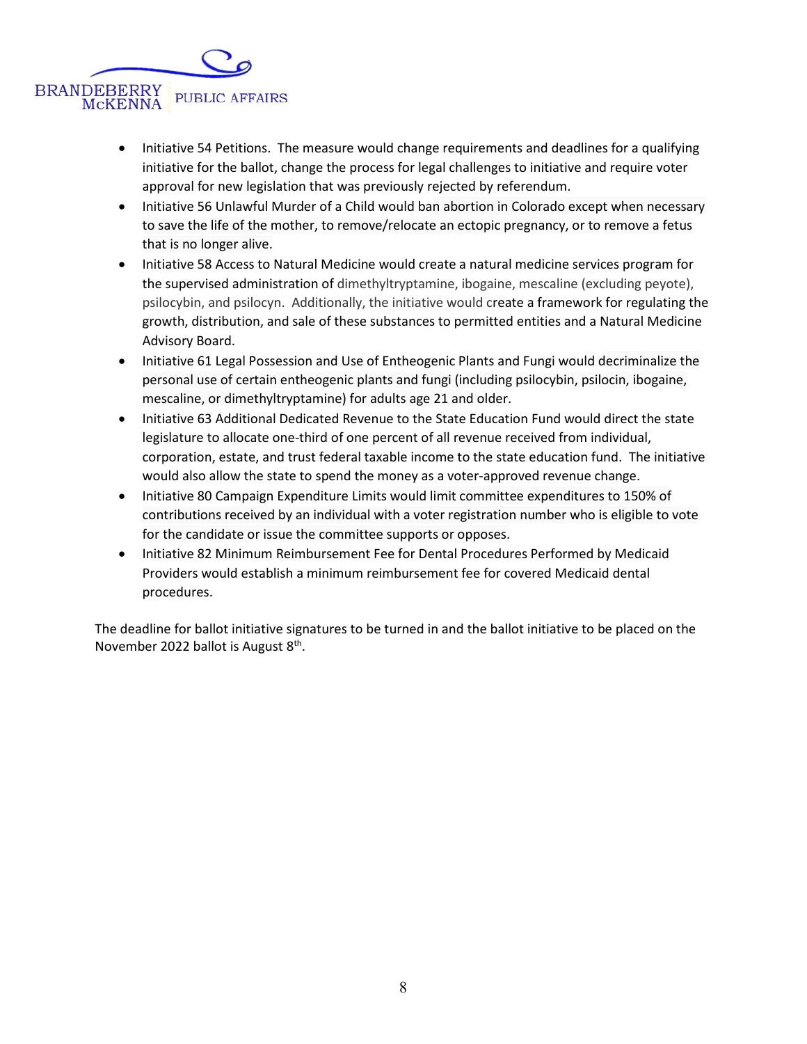- Initiative 54 Petitions. The measure would change requirements and deadlines for a qualifying initiative for the ballot, change the process for legal challenges to initiative and require voter approval for new legislation that was previously rejected by referendum.
- Initiative 56 Unlawful Murder of a Child would ban abortion in Colorado except when necessary to save the life of the mother, to remove/relocate an ectopic pregnancy, or to remove a fetus that is no longer alive.
- Initiative 58 Access to Natural Medicine would create a natural medicine services program for the supervised administration of dimethyltryptamine, ibogaine, mescaline (excluding peyote), psilocybin, and psilocyn. Additionally, the initiative would create a framework for regulating the growth, distribution, and sale of these substances to permitted entities and a Natural Medicine Advisory Board.
- Initiative 61 Legal Possession and Use of Entheogenic Plants and Fungi would decriminalize the personal use of certain entheogenic plants and fungi (including psilocybin, psilocin, ibogaine, mescaline, or dimethyltryptamine) for adults age 21 and older.
- Initiative 63 Additional Dedicated Revenue to the State Education Fund would direct the state legislature to allocate one-third of one percent of all revenue received from individual, corporation, estate, and trust federal taxable income to the state education fund. The initiative would also allow the state to spend the money as a voter-approved revenue change.
- Initiative 80 Campaign Expenditure Limits would limit committee expenditures to 150% of contributions received by an individual with a voter registration number who is eligible to vote for the candidate or issue the committee supports or opposes.
- Initiative 82 Minimum Reimbursement Fee for Dental Procedures Performed by Medicaid Providers would establish a minimum reimbursement fee for covered Medicaid dental procedures.

The deadline for ballot initiative signatures to be turned in and the ballot initiative to be placed on the November 2022 ballot is August 8th.